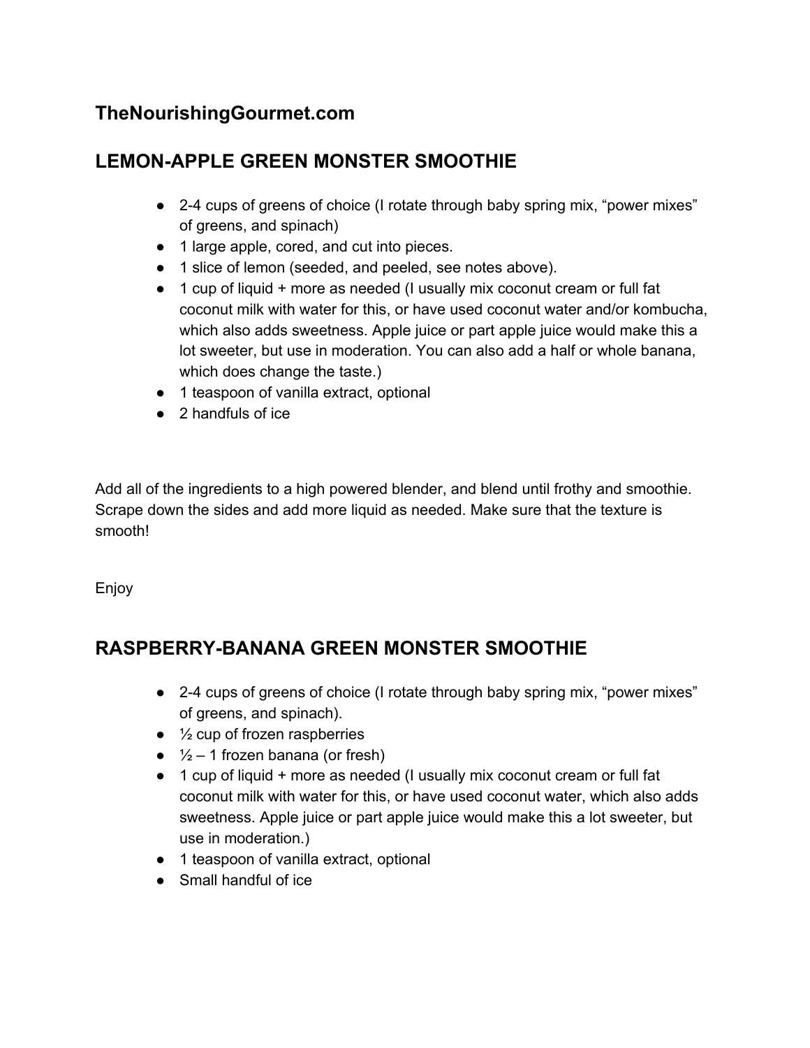## TheNourishingGourmet.com

## LEMON-APPLE GREEN MONSTER SMOOTHIE

- 2-4 cups of greens of choice (I rotate through baby spring mix, "power mixes" of greens, and spinach)
- 1 large apple, cored, and cut into pieces.
- 1 slice of lemon (seeded, and peeled, see notes above).
- 1 cup of liquid + more as needed (I usually mix coconut cream or full fat coconut milk with water for this, or have used coconut water and/or kombucha, which also adds sweetness. Apple juice or part apple juice would make this a lot sweeter, but use in moderation. You can also add a half or whole banana, which does change the taste.)
- 1 teaspoon of vanilla extract, optional
- 2 handfuls of ice

Add all of the ingredients to a high powered blender, and blend until frothy and smoothie. Scrape down the sides and add more liquid as needed. Make sure that the texture is smooth!

Enjoy

## RASPBERRY-BANANA GREEN MONSTER SMOOTHIE

- 2-4 cups of greens of choice (I rotate through baby spring mix, "power mixes" of greens, and spinach).
- ½ cup of frozen raspberries
- ½ – 1 frozen banana (or fresh)
- 1 cup of liquid + more as needed (I usually mix coconut cream or full fat coconut milk with water for this, or have used coconut water, which also adds sweetness. Apple juice or part apple juice would make this a lot sweeter, but use in moderation.)
- 1 teaspoon of vanilla extract, optional
- Small handful of ice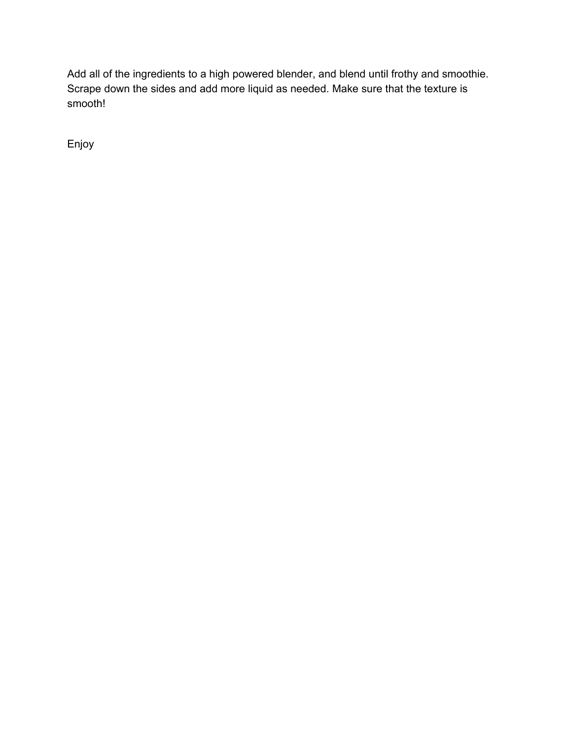Add all of the ingredients to a high powered blender, and blend until frothy and smoothie. Scrape down the sides and add more liquid as needed. Make sure that the texture is smooth!

Enjoy